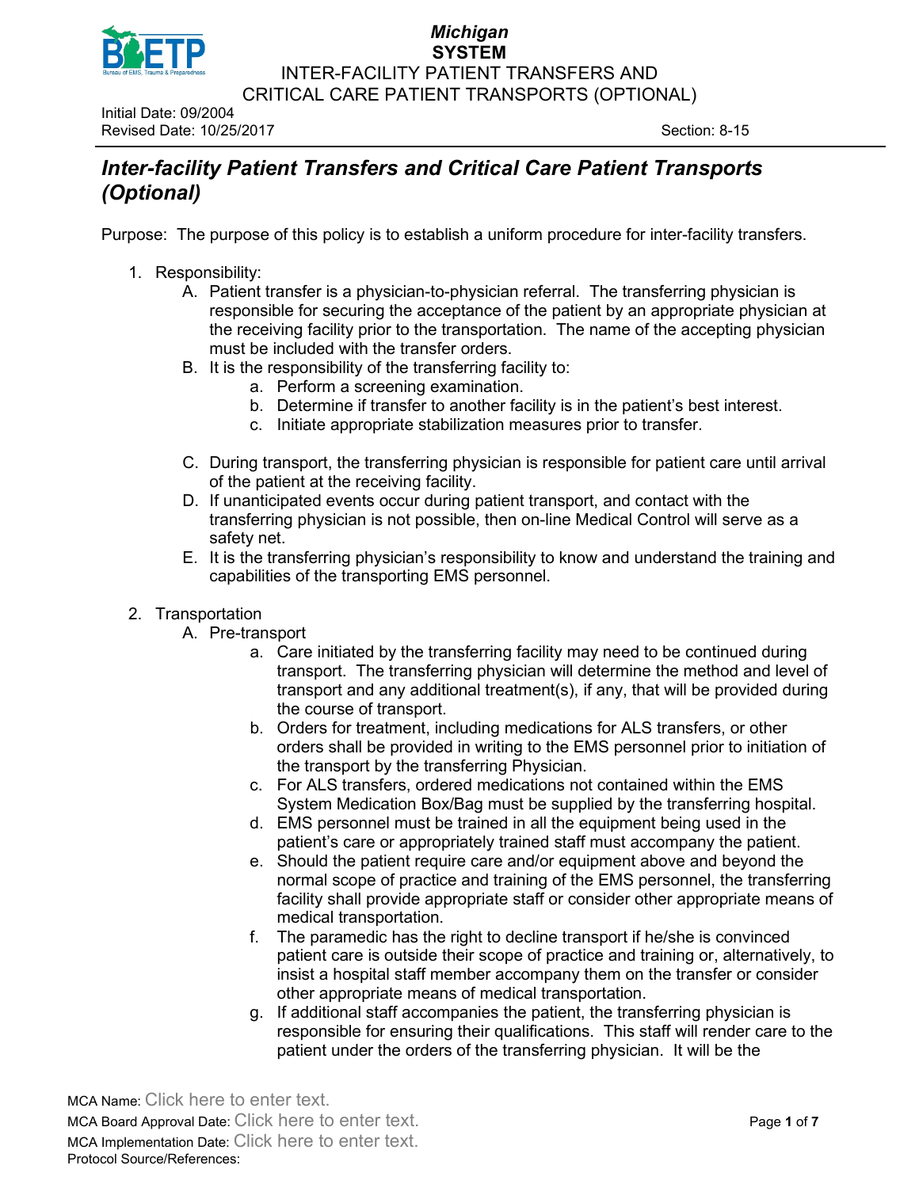# Inter-facility Patient Transfers and Critical Care Patient Transports (Optional)

Purpose: The purpose of this policy is to establish a uniform procedure for inter-facility transfers.

1. Responsibility:
   A. Patient transfer is a physician-to-physician referral. The transferring physician is responsible for securing the acceptance of the patient by an appropriate physician at the receiving facility prior to the transportation. The name of the accepting physician must be included with the transfer orders.
   B. It is the responsibility of the transferring facility to:
      a. Perform a screening examination.
      b. Determine if transfer to another facility is in the patient's best interest.
      c. Initiate appropriate stabilization measures prior to transfer.

   C. During transport, the transferring physician is responsible for patient care until arrival of the patient at the receiving facility.
   D. If unanticipated events occur during patient transport, and contact with the transferring physician is not possible, then on-line Medical Control will serve as a safety net.
   E. It is the transferring physician's responsibility to know and understand the training and capabilities of the transporting EMS personnel.

2. Transportation
   A. Pre-transport
      a. Care initiated by the transferring facility may need to be continued during transport. The transferring physician will determine the method and level of transport and any additional treatment(s), if any, that will be provided during the course of transport.
      b. Orders for treatment, including medications for ALS transfers, or other orders shall be provided in writing to the EMS personnel prior to initiation of the transport by the transferring Physician.
      c. For ALS transfers, ordered medications not contained within the EMS System Medication Box/Bag must be supplied by the transferring hospital.
      d. EMS personnel must be trained in all the equipment being used in the patient's care or appropriately trained staff must accompany the patient.
      e. Should the patient require care and/or equipment above and beyond the normal scope of practice and training of the EMS personnel, the transferring facility shall provide appropriate staff or consider other appropriate means of medical transportation.
      f. The paramedic has the right to decline transport if he/she is convinced patient care is outside their scope of practice and training or, alternatively, to insist a hospital staff member accompany them on the transfer or consider other appropriate means of medical transportation.
      g. If additional staff accompanies the patient, the transferring physician is responsible for ensuring their qualifications. This staff will render care to the patient under the orders of the transferring physician. It will be the

MCA Name: Click here to enter text.
MCA Board Approval Date: Click here to enter text.
MCA Implementation Date: Click here to enter text.
Protocol Source/References: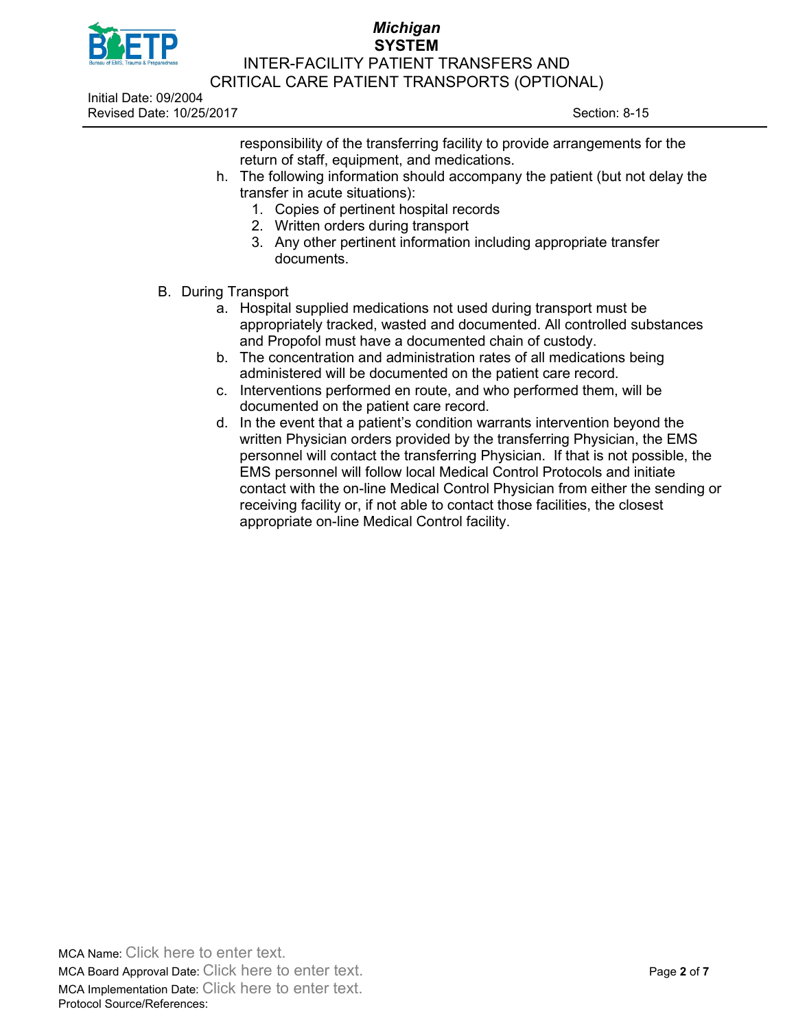responsibility of the transferring facility to provide arrangements for the return of staff, equipment, and medications.

h. The following information should accompany the patient (but not delay the transfer in acute situations):
    1. Copies of pertinent hospital records
    2. Written orders during transport
    3. Any other pertinent information including appropriate transfer documents.

B. During Transport
    a. Hospital supplied medications not used during transport must be appropriately tracked, wasted and documented. All controlled substances and Propofol must have a documented chain of custody.
    b. The concentration and administration rates of all medications being administered will be documented on the patient care record.
    c. Interventions performed en route, and who performed them, will be documented on the patient care record.
    d. In the event that a patient's condition warrants intervention beyond the written Physician orders provided by the transferring Physician, the EMS personnel will contact the transferring Physician. If that is not possible, the EMS personnel will follow local Medical Control Protocols and initiate contact with the on-line Medical Control Physician from either the sending or receiving facility or, if not able to contact those facilities, the closest appropriate on-line Medical Control facility.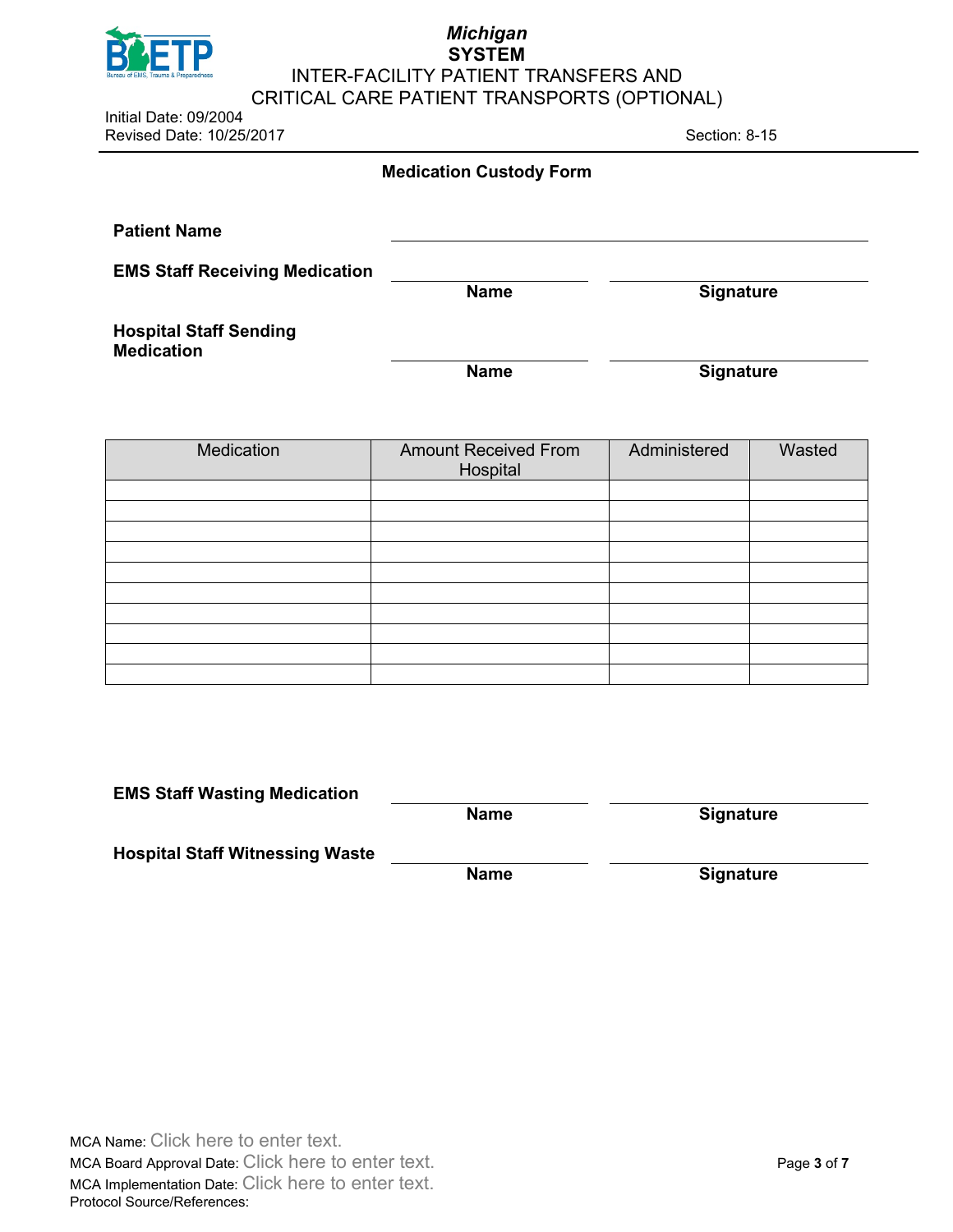## Medication Custody Form

**Patient Name** ______________________________

**EMS Staff Receiving Medication**

______________________ ______________________
**Name** **Signature**

**Hospital Staff Sending Medication**

______________________ ______________________
**Name** **Signature**

| Medication | Amount Received From Hospital | Administered | Wasted |
|---|---|---|---|
| | | | |
| | | | |
| | | | |
| | | | |
| | | | |
| | | | |
| | | | |
| | | | |
| | | | |
| | | | |

**EMS Staff Wasting Medication**

______________________ ______________________
**Name** **Signature**

**Hospital Staff Witnessing Waste**

______________________ ______________________
**Name** **Signature**

MCA Name: Click here to enter text.
MCA Board Approval Date: Click here to enter text.
MCA Implementation Date: Click here to enter text.
Protocol Source/References: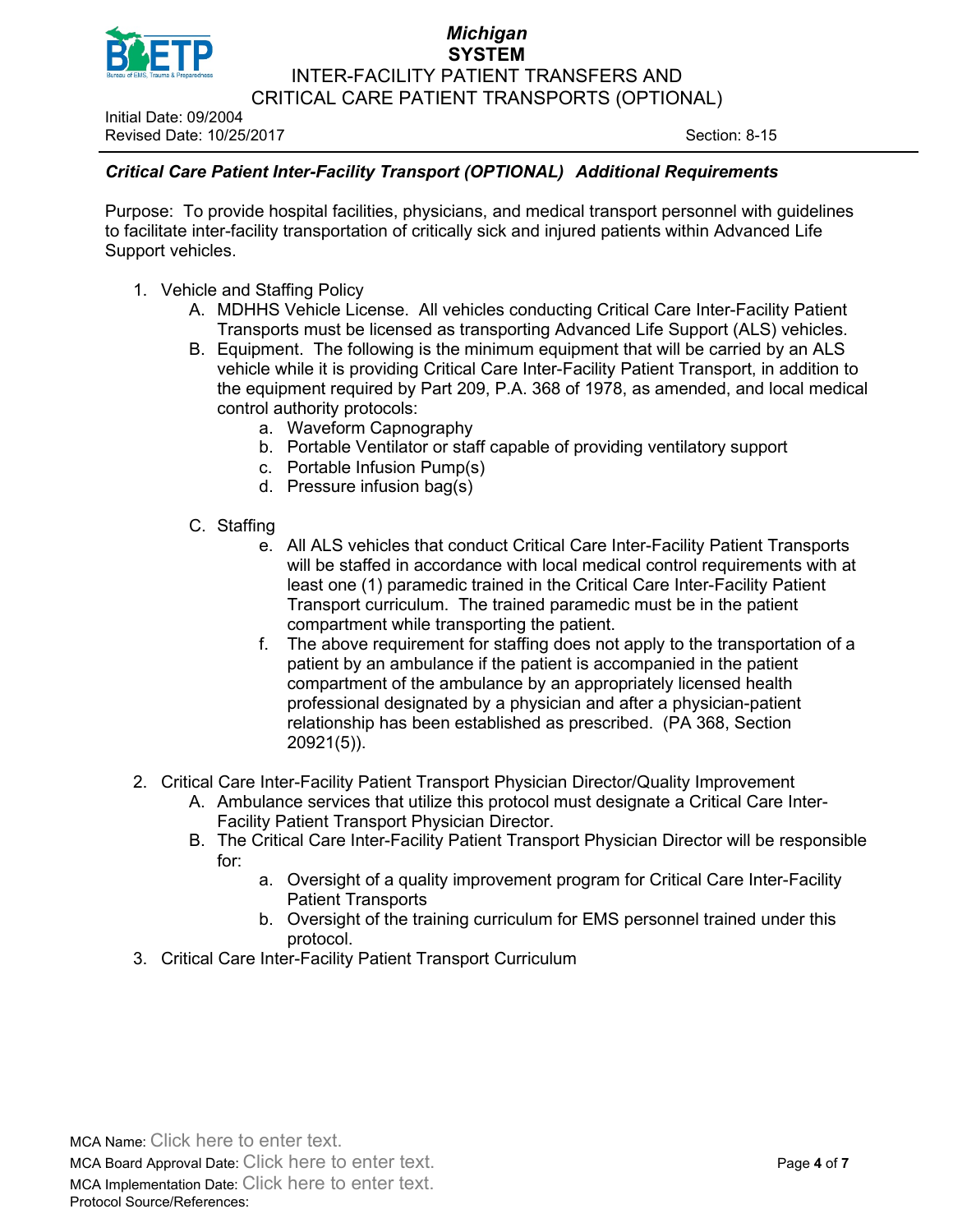### *Critical Care Patient Inter-Facility Transport (OPTIONAL) Additional Requirements*

Purpose: To provide hospital facilities, physicians, and medical transport personnel with guidelines to facilitate inter-facility transportation of critically sick and injured patients within Advanced Life Support vehicles.

1. Vehicle and Staffing Policy
   - A. MDHHS Vehicle License. All vehicles conducting Critical Care Inter-Facility Patient Transports must be licensed as transporting Advanced Life Support (ALS) vehicles.
   - B. Equipment. The following is the minimum equipment that will be carried by an ALS vehicle while it is providing Critical Care Inter-Facility Patient Transport, in addition to the equipment required by Part 209, P.A. 368 of 1978, as amended, and local medical control authority protocols:
     - a. Waveform Capnography
     - b. Portable Ventilator or staff capable of providing ventilatory support
     - c. Portable Infusion Pump(s)
     - d. Pressure infusion bag(s)
   - C. Staffing
     - e. All ALS vehicles that conduct Critical Care Inter-Facility Patient Transports will be staffed in accordance with local medical control requirements with at least one (1) paramedic trained in the Critical Care Inter-Facility Patient Transport curriculum. The trained paramedic must be in the patient compartment while transporting the patient.
     - f. The above requirement for staffing does not apply to the transportation of a patient by an ambulance if the patient is accompanied in the patient compartment of the ambulance by an appropriately licensed health professional designated by a physician and after a physician-patient relationship has been established as prescribed. (PA 368, Section 20921(5)).
2. Critical Care Inter-Facility Patient Transport Physician Director/Quality Improvement
   - A. Ambulance services that utilize this protocol must designate a Critical Care Inter-Facility Patient Transport Physician Director.
   - B. The Critical Care Inter-Facility Patient Transport Physician Director will be responsible for:
     - a. Oversight of a quality improvement program for Critical Care Inter-Facility Patient Transports
     - b. Oversight of the training curriculum for EMS personnel trained under this protocol.
3. Critical Care Inter-Facility Patient Transport Curriculum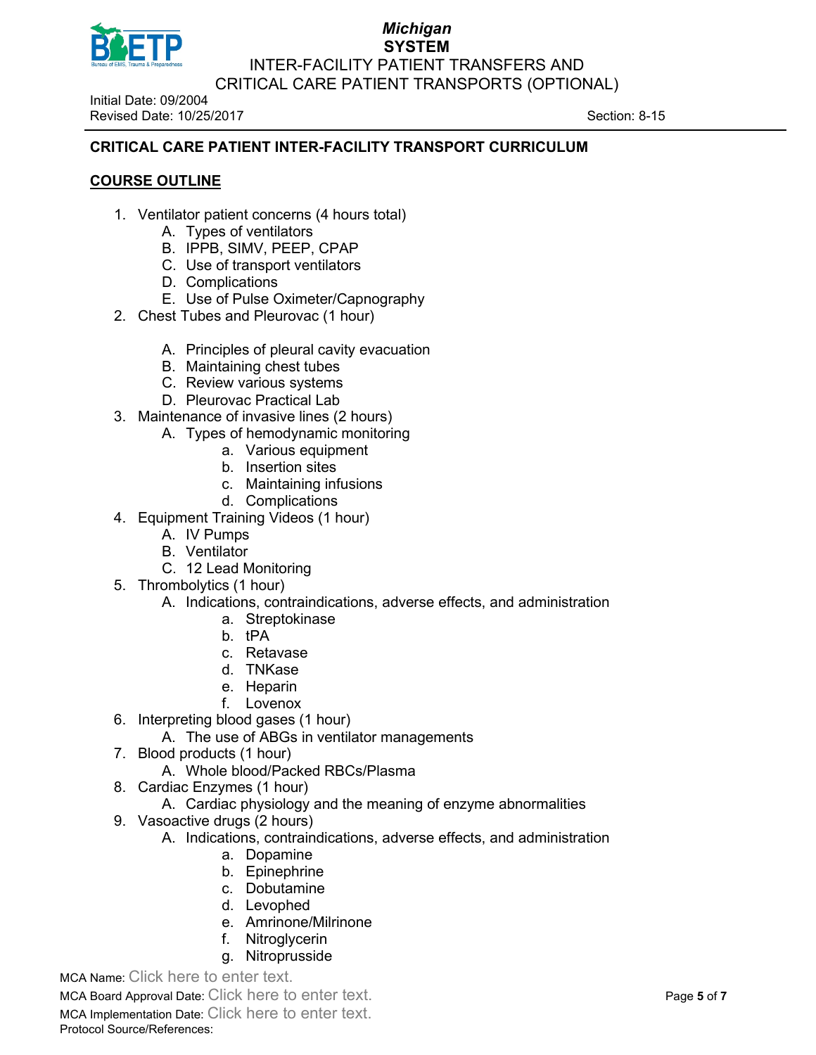## CRITICAL CARE PATIENT INTER-FACILITY TRANSPORT CURRICULUM

### COURSE OUTLINE

1. Ventilator patient concerns (4 hours total)
   - A. Types of ventilators
   - B. IPPB, SIMV, PEEP, CPAP
   - C. Use of transport ventilators
   - D. Complications
   - E. Use of Pulse Oximeter/Capnography
2. Chest Tubes and Pleurovac (1 hour)
   - A. Principles of pleural cavity evacuation
   - B. Maintaining chest tubes
   - C. Review various systems
   - D. Pleurovac Practical Lab
3. Maintenance of invasive lines (2 hours)
   - A. Types of hemodynamic monitoring
     - a. Various equipment
     - b. Insertion sites
     - c. Maintaining infusions
     - d. Complications
4. Equipment Training Videos (1 hour)
   - A. IV Pumps
   - B. Ventilator
   - C. 12 Lead Monitoring
5. Thrombolytics (1 hour)
   - A. Indications, contraindications, adverse effects, and administration
     - a. Streptokinase
     - b. tPA
     - c. Retavase
     - d. TNKase
     - e. Heparin
     - f. Lovenox
6. Interpreting blood gases (1 hour)
   - A. The use of ABGs in ventilator managements
7. Blood products (1 hour)
   - A. Whole blood/Packed RBCs/Plasma
8. Cardiac Enzymes (1 hour)
   - A. Cardiac physiology and the meaning of enzyme abnormalities
9. Vasoactive drugs (2 hours)
   - A. Indications, contraindications, adverse effects, and administration
     - a. Dopamine
     - b. Epinephrine
     - c. Dobutamine
     - d. Levophed
     - e. Amrinone/Milrinone
     - f. Nitroglycerin
     - g. Nitroprusside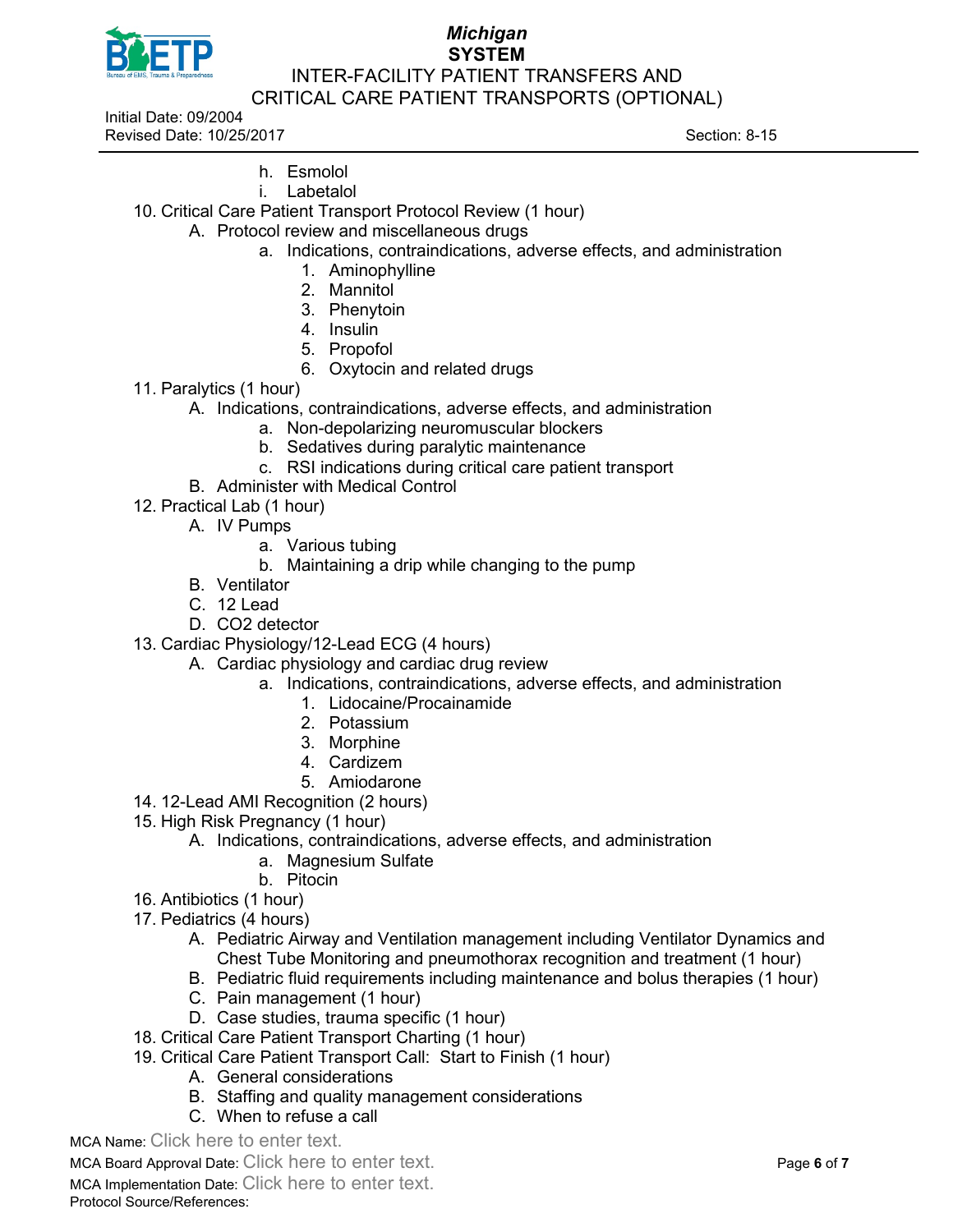h. Esmolol
i. Labetalol

10. Critical Care Patient Transport Protocol Review (1 hour)
    - A. Protocol review and miscellaneous drugs
        - a. Indications, contraindications, adverse effects, and administration
            1. Aminophylline
            2. Mannitol
            3. Phenytoin
            4. Insulin
            5. Propofol
            6. Oxytocin and related drugs
11. Paralytics (1 hour)
    - A. Indications, contraindications, adverse effects, and administration
        - a. Non-depolarizing neuromuscular blockers
        - b. Sedatives during paralytic maintenance
        - c. RSI indications during critical care patient transport
    - B. Administer with Medical Control
12. Practical Lab (1 hour)
    - A. IV Pumps
        - a. Various tubing
        - b. Maintaining a drip while changing to the pump
    - B. Ventilator
    - C. 12 Lead
    - D. CO2 detector
13. Cardiac Physiology/12-Lead ECG (4 hours)
    - A. Cardiac physiology and cardiac drug review
        - a. Indications, contraindications, adverse effects, and administration
            1. Lidocaine/Procainamide
            2. Potassium
            3. Morphine
            4. Cardizem
            5. Amiodarone
14. 12-Lead AMI Recognition (2 hours)
15. High Risk Pregnancy (1 hour)
    - A. Indications, contraindications, adverse effects, and administration
        - a. Magnesium Sulfate
        - b. Pitocin
16. Antibiotics (1 hour)
17. Pediatrics (4 hours)
    - A. Pediatric Airway and Ventilation management including Ventilator Dynamics and Chest Tube Monitoring and pneumothorax recognition and treatment (1 hour)
    - B. Pediatric fluid requirements including maintenance and bolus therapies (1 hour)
    - C. Pain management (1 hour)
    - D. Case studies, trauma specific (1 hour)
18. Critical Care Patient Transport Charting (1 hour)
19. Critical Care Patient Transport Call: Start to Finish (1 hour)
    - A. General considerations
    - B. Staffing and quality management considerations
    - C. When to refuse a call

MCA Name: Click here to enter text.
MCA Board Approval Date: Click here to enter text.
MCA Implementation Date: Click here to enter text.
Protocol Source/References: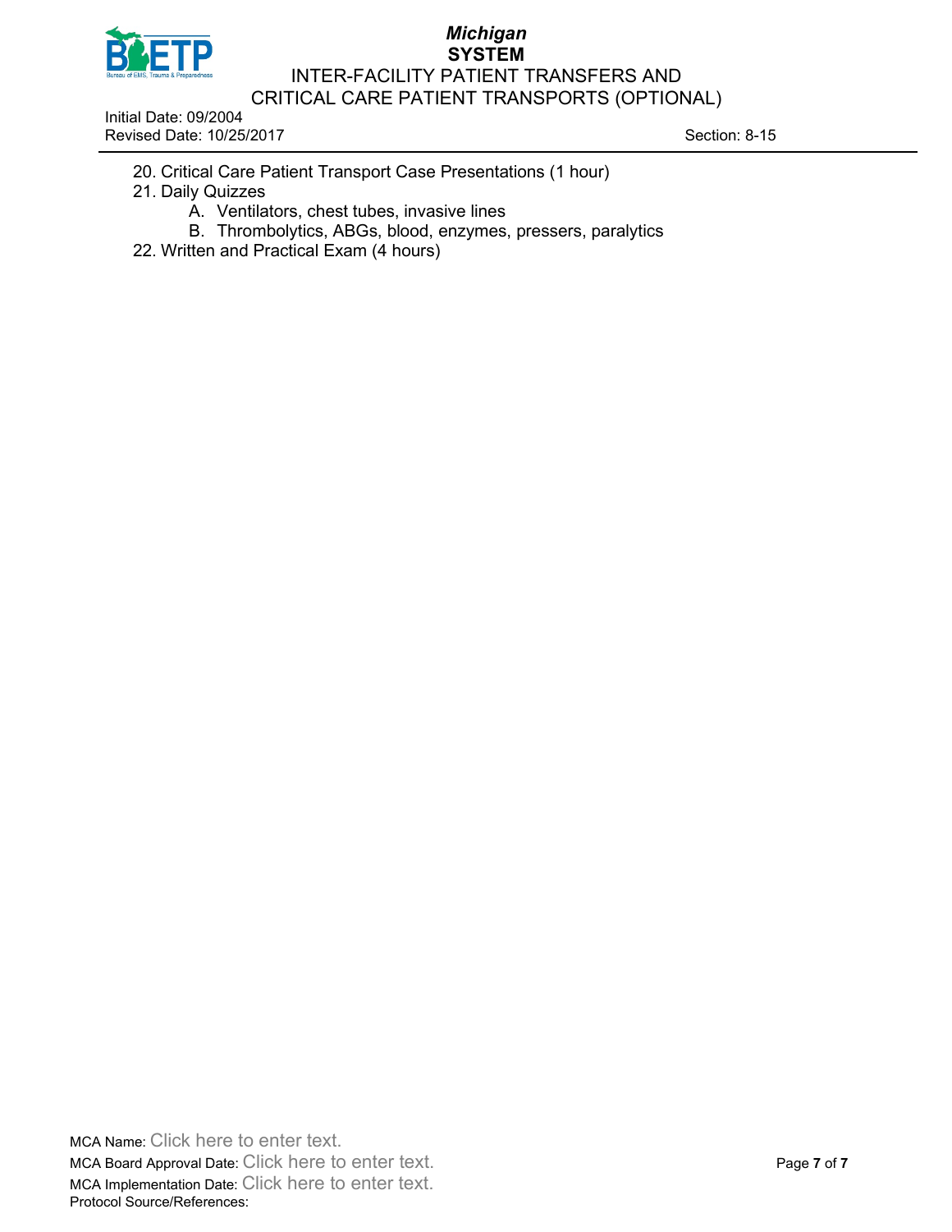20. Critical Care Patient Transport Case Presentations (1 hour)
21. Daily Quizzes
    A. Ventilators, chest tubes, invasive lines
    B. Thrombolytics, ABGs, blood, enzymes, pressers, paralytics
22. Written and Practical Exam (4 hours)

MCA Name: Click here to enter text.
MCA Board Approval Date: Click here to enter text.
MCA Implementation Date: Click here to enter text.
Protocol Source/References: